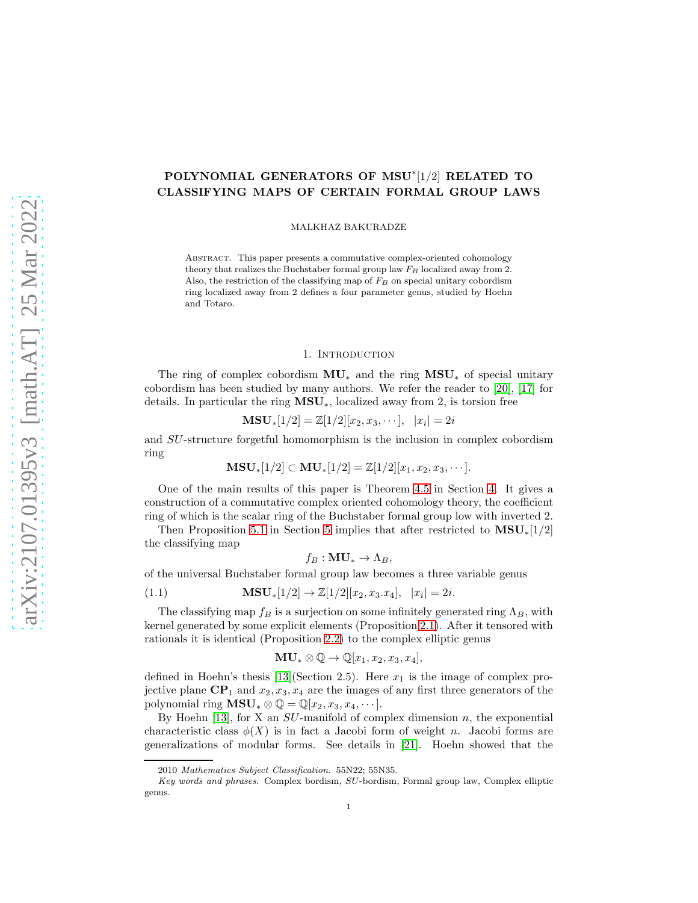# POLYNOMIAL GENERATORS OF $\mathbf{MSU}^*[1/2]$ RELATED TO CLASSIFYING MAPS OF CERTAIN FORMAL GROUP LAWS

MALKHAZ BAKURADZE

Abstract. This paper presents a commutative complex-oriented cohomology theory that realizes the Buchstaber formal group law $F_B$ localized away from 2. Also, the restriction of the classifying map of $F_B$ on special unitary cobordism ring localized away from 2 defines a four parameter genus, studied by Hoehn and Totaro.

## 1. Introduction

The ring of complex cobordism $\mathbf{MU}_*$ and the ring $\mathbf{MSU}_*$ of special unitary cobordism has been studied by many authors. We refer the reader to [20], [17] for details. In particular the ring $\mathbf{MSU}_*$, localized away from 2, is torsion free

$$\mathbf{MSU}_*[1/2] = \mathbb{Z}[1/2][x_2, x_3, \cdots], \quad |x_i| = 2i$$

and $SU$-structure forgetful homomorphism is the inclusion in complex cobordism ring

$$\mathbf{MSU}_*[1/2] \subset \mathbf{MU}_*[1/2] = \mathbb{Z}[1/2][x_1, x_2, x_3, \cdots].$$

One of the main results of this paper is Theorem 4.5 in Section 4. It gives a construction of a commutative complex oriented cohomology theory, the coefficient ring of which is the scalar ring of the Buchstaber formal group low with inverted 2.

Then Proposition 5.1 in Section 5 implies that after restricted to $\mathbf{MSU}_*[1/2]$ the classifying map

$$f_B : \mathbf{MU}_* \to \Lambda_B,$$

of the universal Buchstaber formal group law becomes a three variable genus

$$\mathbf{MSU}_*[1/2] \to \mathbb{Z}[1/2][x_2, x_3.x_4], \quad |x_i| = 2i. \tag{1.1}$$

The classifying map $f_B$ is a surjection on some infinitely generated ring $\Lambda_B$, with kernel generated by some explicit elements (Proposition 2.1). After it tensored with rationals it is identical (Proposition 2.2) to the complex elliptic genus

$$\mathbf{MU}_* \otimes \mathbb{Q} \to \mathbb{Q}[x_1, x_2, x_3, x_4],$$

defined in Hoehn's thesis [13](Section 2.5). Here $x_1$ is the image of complex projective plane $\mathbf{CP}_1$ and $x_2, x_3, x_4$ are the images of any first three generators of the polynomial ring $\mathbf{MSU}_* \otimes \mathbb{Q} = \mathbb{Q}[x_2, x_3, x_4, \cdots]$.

By Hoehn [13], for X an $SU$-manifold of complex dimension $n$, the exponential characteristic class $\phi(X)$ is in fact a Jacobi form of weight $n$. Jacobi forms are generalizations of modular forms. See details in [21]. Hoehn showed that the

2010 *Mathematics Subject Classification.* 55N22; 55N35.

*Key words and phrases.* Complex bordism, $SU$-bordism, Formal group law, Complex elliptic genus.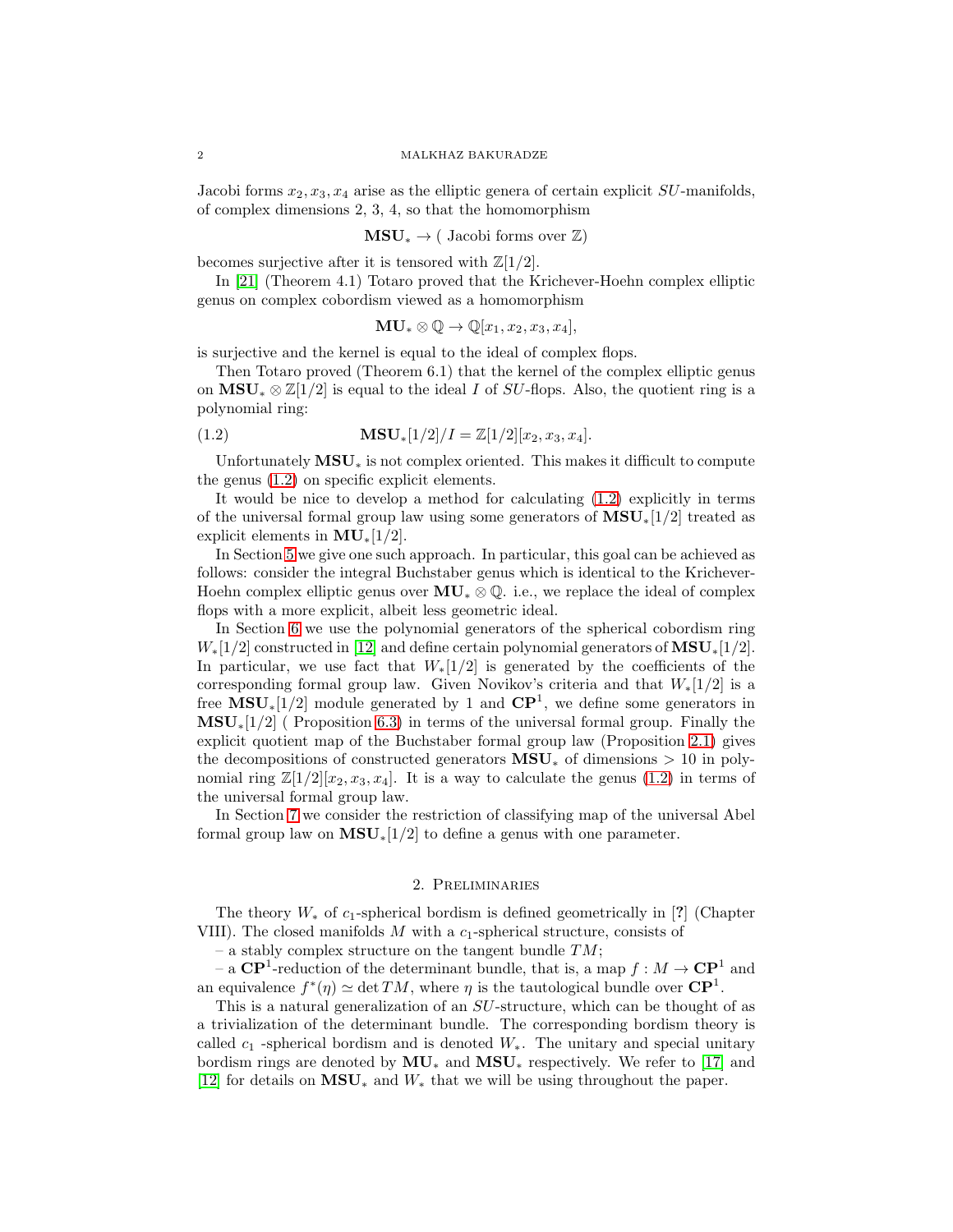Jacobi forms $x_2, x_3, x_4$ arise as the elliptic genera of certain explicit $SU$-manifolds, of complex dimensions 2, 3, 4, so that the homomorphism

$$\mathbf{MSU}_* \to (\text{ Jacobi forms over } \mathbb{Z})$$

becomes surjective after it is tensored with $\mathbb{Z}[1/2]$.

In [21] (Theorem 4.1) Totaro proved that the Krichever-Hoehn complex elliptic genus on complex cobordism viewed as a homomorphism

$$\mathbf{MU}_* \otimes \mathbb{Q} \to \mathbb{Q}[x_1, x_2, x_3, x_4],$$

is surjective and the kernel is equal to the ideal of complex flops.

Then Totaro proved (Theorem 6.1) that the kernel of the complex elliptic genus on $\mathbf{MSU}_* \otimes \mathbb{Z}[1/2]$ is equal to the ideal $I$ of $SU$-flops. Also, the quotient ring is a polynomial ring:

$$\mathbf{MSU}_*[1/2]/I = \mathbb{Z}[1/2][x_2, x_3, x_4]. \tag{1.2}$$

Unfortunately $\mathbf{MSU}_*$ is not complex oriented. This makes it difficult to compute the genus (1.2) on specific explicit elements.

It would be nice to develop a method for calculating (1.2) explicitly in terms of the universal formal group law using some generators of $\mathbf{MSU}_*[1/2]$ treated as explicit elements in $\mathbf{MU}_*[1/2]$.

In Section 5 we give one such approach. In particular, this goal can be achieved as follows: consider the integral Buchstaber genus which is identical to the Krichever-Hoehn complex elliptic genus over $\mathbf{MU}_* \otimes \mathbb{Q}$. i.e., we replace the ideal of complex flops with a more explicit, albeit less geometric ideal.

In Section 6 we use the polynomial generators of the spherical cobordism ring $W_*[1/2]$ constructed in [12] and define certain polynomial generators of $\mathbf{MSU}_*[1/2]$. In particular, we use fact that $W_*[1/2]$ is generated by the coefficients of the corresponding formal group law. Given Novikov's criteria and that $W_*[1/2]$ is a free $\mathbf{MSU}_*[1/2]$ module generated by 1 and $\mathbf{CP}^1$, we define some generators in $\mathbf{MSU}_*[1/2]$ ( Proposition 6.3) in terms of the universal formal group. Finally the explicit quotient map of the Buchstaber formal group law (Proposition 2.1) gives the decompositions of constructed generators $\mathbf{MSU}_*$ of dimensions $> 10$ in polynomial ring $\mathbb{Z}[1/2][x_2, x_3, x_4]$. It is a way to calculate the genus (1.2) in terms of the universal formal group law.

In Section 7 we consider the restriction of classifying map of the universal Abel formal group law on $\mathbf{MSU}_*[1/2]$ to define a genus with one parameter.

## 2. Preliminaries

The theory $W_*$ of $c_1$-spherical bordism is defined geometrically in [?] (Chapter VIII). The closed manifolds $M$ with a $c_1$-spherical structure, consists of

– a stably complex structure on the tangent bundle $TM$;

– a $\mathbf{CP}^1$-reduction of the determinant bundle, that is, a map $f : M \to \mathbf{CP}^1$ and an equivalence $f^*(\eta) \simeq \det TM$, where $\eta$ is the tautological bundle over $\mathbf{CP}^1$.

This is a natural generalization of an $SU$-structure, which can be thought of as a trivialization of the determinant bundle. The corresponding bordism theory is called $c_1$ -spherical bordism and is denoted $W_*$. The unitary and special unitary bordism rings are denoted by $\mathbf{MU}_*$ and $\mathbf{MSU}_*$ respectively. We refer to [17] and [12] for details on $\mathbf{MSU}_*$ and $W_*$ that we will be using throughout the paper.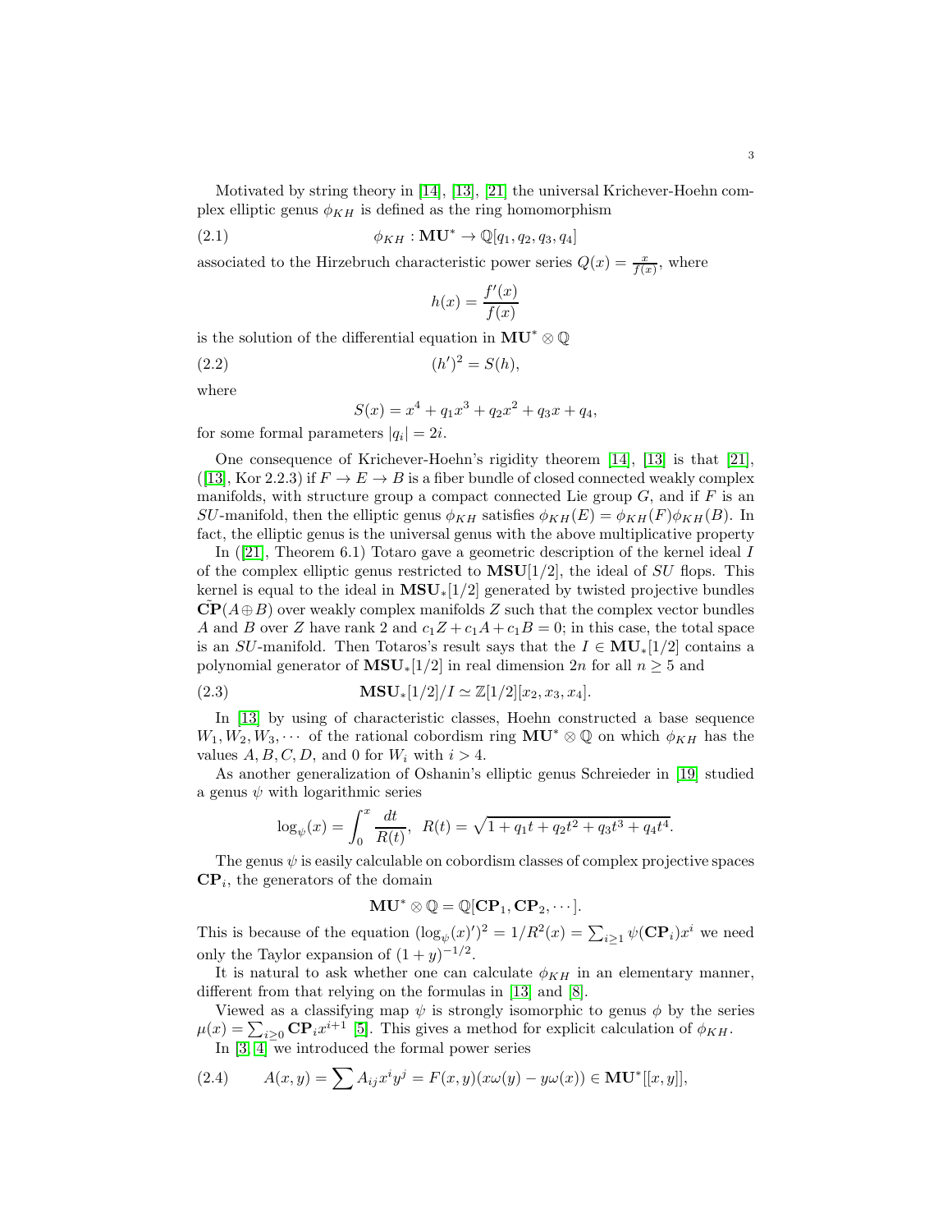Motivated by string theory in [14], [13], [21] the universal Krichever-Hoehn complex elliptic genus $\phi_{KH}$ is defined as the ring homomorphism

$$\phi_{KH} : \mathbf{MU}^* \to \mathbb{Q}[q_1, q_2, q_3, q_4] \tag{2.1}$$

associated to the Hirzebruch characteristic power series $Q(x) = \frac{x}{f(x)}$, where

$$h(x) = \frac{f'(x)}{f(x)}$$

is the solution of the differential equation in $\mathbf{MU}^* \otimes \mathbb{Q}$

$$(h')^2 = S(h), \tag{2.2}$$

where

$$S(x) = x^4 + q_1 x^3 + q_2 x^2 + q_3 x + q_4,$$

for some formal parameters $|q_i| = 2i$.

One consequence of Krichever-Hoehn's rigidity theorem [14], [13] is that [21], ([13], Kor 2.2.3) if $F \to E \to B$ is a fiber bundle of closed connected weakly complex manifolds, with structure group a compact connected Lie group $G$, and if $F$ is an $SU$-manifold, then the elliptic genus $\phi_{KH}$ satisfies $\phi_{KH}(E) = \phi_{KH}(F)\phi_{KH}(B)$. In fact, the elliptic genus is the universal genus with the above multiplicative property

In ([21], Theorem 6.1) Totaro gave a geometric description of the kernel ideal $I$ of the complex elliptic genus restricted to $\mathbf{MSU}[1/2]$, the ideal of $SU$ flops. This kernel is equal to the ideal in $\mathbf{MSU}_*[1/2]$ generated by twisted projective bundles $\tilde{\mathbf{CP}}(A \oplus B)$ over weakly complex manifolds $Z$ such that the complex vector bundles $A$ and $B$ over $Z$ have rank 2 and $c_1 Z + c_1 A + c_1 B = 0$; in this case, the total space is an $SU$-manifold. Then Totaros's result says that the $I \in \mathbf{MU}_*[1/2]$ contains a polynomial generator of $\mathbf{MSU}_*[1/2]$ in real dimension $2n$ for all $n \geq 5$ and

$$\mathbf{MSU}_*[1/2]/I \simeq \mathbb{Z}[1/2][x_2, x_3, x_4]. \tag{2.3}$$

In [13] by using of characteristic classes, Hoehn constructed a base sequence $W_1, W_2, W_3, \cdots$ of the rational cobordism ring $\mathbf{MU}^* \otimes \mathbb{Q}$ on which $\phi_{KH}$ has the values $A, B, C, D$, and 0 for $W_i$ with $i > 4$.

As another generalization of Oshanin's elliptic genus Schreieder in [19] studied a genus $\psi$ with logarithmic series

$$\log_\psi(x) = \int_0^x \frac{dt}{R(t)}, \;\; R(t) = \sqrt{1 + q_1 t + q_2 t^2 + q_3 t^3 + q_4 t^4}.$$

The genus $\psi$ is easily calculable on cobordism classes of complex projective spaces $\mathbf{CP}_i$, the generators of the domain

$$\mathbf{MU}^* \otimes \mathbb{Q} = \mathbb{Q}[\mathbf{CP}_1, \mathbf{CP}_2, \cdots].$$

This is because of the equation $(\log_\psi(x)')^2 = 1/R^2(x) = \sum_{i \geq 1} \psi(\mathbf{CP}_i)x^i$ we need only the Taylor expansion of $(1+y)^{-1/2}$.

It is natural to ask whether one can calculate $\phi_{KH}$ in an elementary manner, different from that relying on the formulas in [13] and [8].

Viewed as a classifying map $\psi$ is strongly isomorphic to genus $\phi$ by the series $\mu(x) = \sum_{i \geq 0} \mathbf{CP}_i x^{i+1}$ [5]. This gives a method for explicit calculation of $\phi_{KH}$.

In [3, 4] we introduced the formal power series

$$A(x, y) = \sum A_{ij} x^i y^j = F(x, y)(x\omega(y) - y\omega(x)) \in \mathbf{MU}^*[[x, y]], \tag{2.4}$$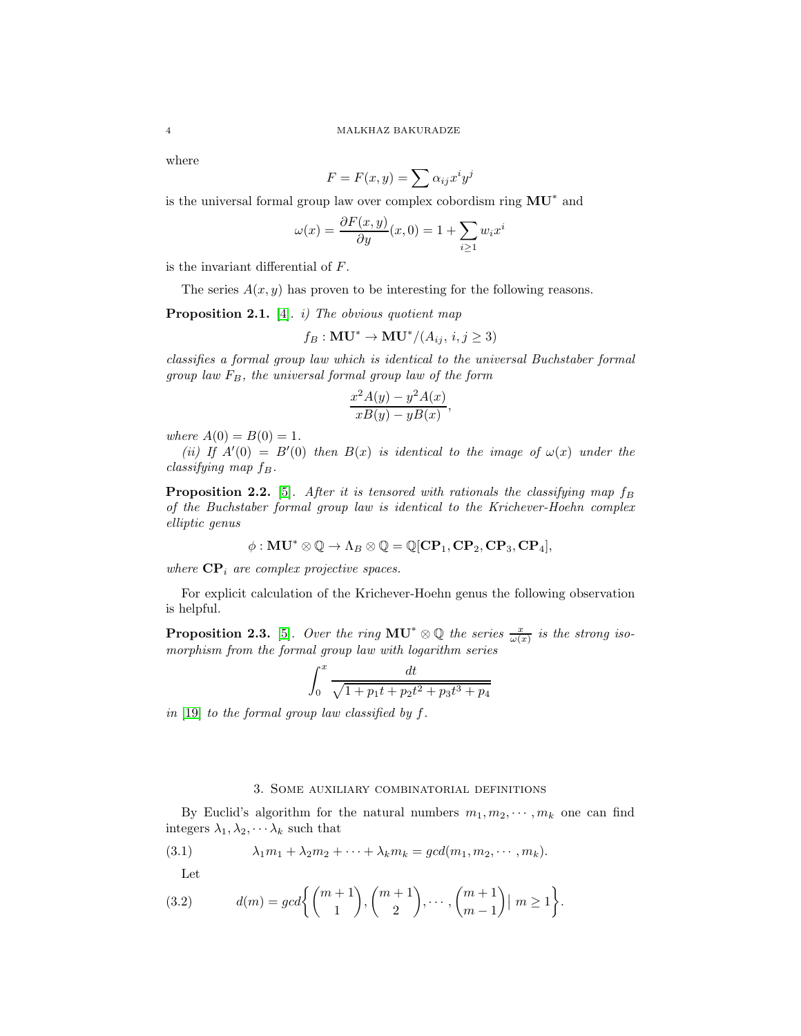where

$$F = F(x, y) = \sum \alpha_{ij} x^i y^j$$

is the universal formal group law over complex cobordism ring $\mathbf{MU}^*$ and

$$\omega(x) = \frac{\partial F(x, y)}{\partial y}(x, 0) = 1 + \sum_{i \geq 1} w_i x^i$$

is the invariant differential of $F$.

The series $A(x, y)$ has proven to be interesting for the following reasons.

**Proposition 2.1.** [4]. *i) The obvious quotient map*

$$f_B : \mathbf{MU}^* \to \mathbf{MU}^*/(A_{ij},\, i, j \geq 3)$$

*classifies a formal group law which is identical to the universal Buchstaber formal group law $F_B$, the universal formal group law of the form*

$$\frac{x^2 A(y) - y^2 A(x)}{xB(y) - yB(x)},$$

*where $A(0) = B(0) = 1$.*

*(ii) If $A'(0) = B'(0)$ then $B(x)$ is identical to the image of $\omega(x)$ under the classifying map $f_B$.*

**Proposition 2.2.** [5]. *After it is tensored with rationals the classifying map $f_B$ of the Buchstaber formal group law is identical to the Krichever-Hoehn complex elliptic genus*

$$\phi : \mathbf{MU}^* \otimes \mathbb{Q} \to \Lambda_B \otimes \mathbb{Q} = \mathbb{Q}[\mathbf{CP}_1, \mathbf{CP}_2, \mathbf{CP}_3, \mathbf{CP}_4],$$

*where $\mathbf{CP}_i$ are complex projective spaces.*

For explicit calculation of the Krichever-Hoehn genus the following observation is helpful.

**Proposition 2.3.** [5]. *Over the ring $\mathbf{MU}^* \otimes \mathbb{Q}$ the series $\frac{x}{\omega(x)}$ is the strong isomorphism from the formal group law with logarithm series*

$$\int_0^x \frac{dt}{\sqrt{1 + p_1 t + p_2 t^2 + p_3 t^3 + p_4}}$$

*in [19] to the formal group law classified by $f$.*

## 3. Some auxiliary combinatorial definitions

By Euclid's algorithm for the natural numbers $m_1, m_2, \cdots, m_k$ one can find integers $\lambda_1, \lambda_2, \cdots \lambda_k$ such that

$$\lambda_1 m_1 + \lambda_2 m_2 + \cdots + \lambda_k m_k = gcd(m_1, m_2, \cdots, m_k). \tag{3.1}$$

Let

$$d(m) = gcd\left\{ \binom{m+1}{1}, \binom{m+1}{2}, \cdots, \binom{m+1}{m-1} \mid m \geq 1 \right\}. \tag{3.2}$$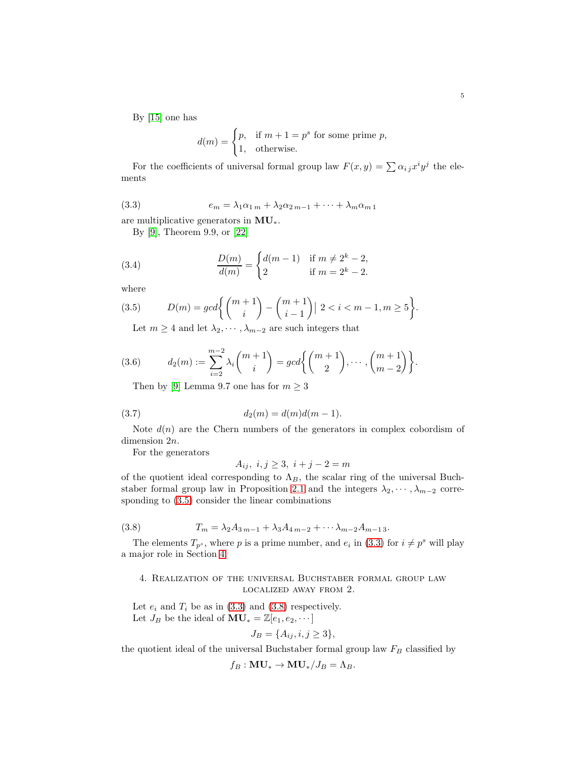By [15] one has

$$d(m) = \begin{cases} p, & \text{if } m+1 = p^s \text{ for some prime } p, \\ 1, & \text{otherwise.} \end{cases}$$

For the coefficients of universal formal group law $F(x,y) = \sum \alpha_{i\,j} x^i y^j$ the elements

$$e_m = \lambda_1 \alpha_{1\,m} + \lambda_2 \alpha_{2\,m-1} + \cdots + \lambda_m \alpha_{m\,1} \tag{3.3}$$

are multiplicative generators in $\mathbf{MU}_*$.

By [9], Theorem 9.9, or [22]

$$\frac{D(m)}{d(m)} = \begin{cases} d(m-1) & \text{if } m \neq 2^k - 2, \\ 2 & \text{if } m = 2^k - 2. \end{cases} \tag{3.4}$$

where

$$D(m) = gcd\left\{ \binom{m+1}{i} - \binom{m+1}{i-1} \,\Big|\; 2 < i < m-1, m \geq 5 \right\}. \tag{3.5}$$

Let $m \geq 4$ and let $\lambda_2, \cdots, \lambda_{m-2}$ are such integers that

$$d_2(m) := \sum_{i=2}^{m-2} \lambda_i \binom{m+1}{i} = gcd\left\{ \binom{m+1}{2}, \cdots, \binom{m+1}{m-2} \right\}. \tag{3.6}$$

Then by [9] Lemma 9.7 one has for $m \geq 3$

$$d_2(m) = d(m)d(m-1). \tag{3.7}$$

Note $d(n)$ are the Chern numbers of the generators in complex cobordism of dimension $2n$.

For the generators

$$A_{ij},\ i,j \geq 3,\ i+j-2 = m$$

of the quotient ideal corresponding to $\Lambda_B$, the scalar ring of the universal Buchstaber formal group law in Proposition 2.1 and the integers $\lambda_2, \cdots, \lambda_{m-2}$ corresponding to (3.5) consider the linear combinations

$$T_m = \lambda_2 A_{3\,m-1} + \lambda_3 A_{4\,m-2} + \cdots \lambda_{m-2} A_{m-1\,3}. \tag{3.8}$$

The elements $T_{p^s}$, where $p$ is a prime number, and $e_i$ in (3.3) for $i \neq p^s$ will play a major role in Section 4.

## 4. Realization of the universal Buchstaber formal group law localized away from 2.

Let $e_i$ and $T_i$ be as in (3.3) and (3.8) respectively.

Let $J_B$ be the ideal of $\mathbf{MU}_* = \mathbb{Z}[e_1, e_2, \cdots]$

$$J_B = \{A_{ij}, i, j \geq 3\},$$

the quotient ideal of the universal Buchstaber formal group law $F_B$ classified by

$$f_B : \mathbf{MU}_* \to \mathbf{MU}_*/J_B = \Lambda_B.$$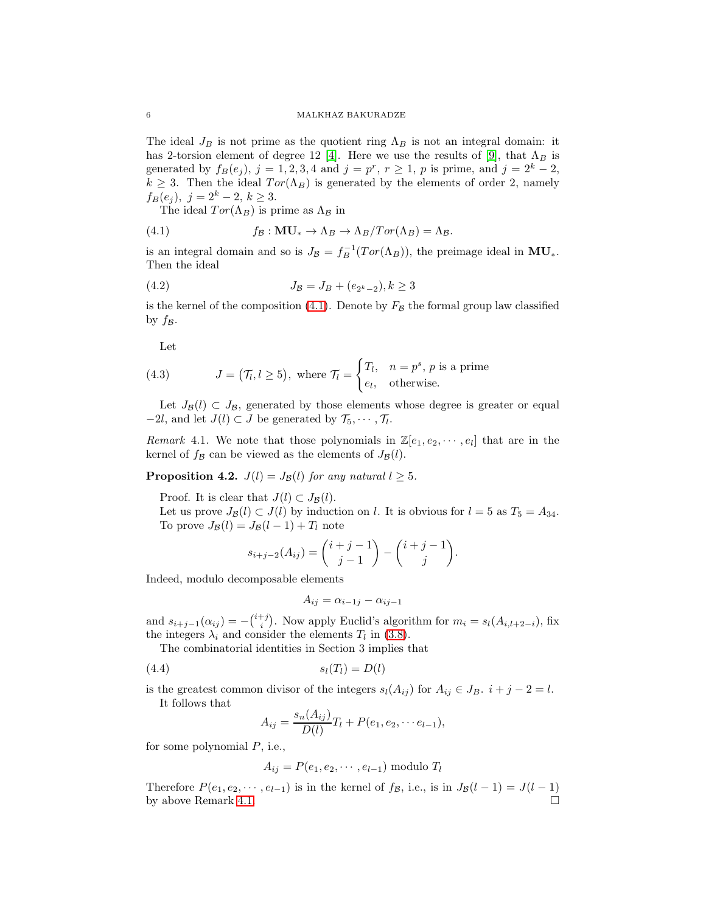The ideal $J_B$ is not prime as the quotient ring $\Lambda_B$ is not an integral domain: it has 2-torsion element of degree 12 [4]. Here we use the results of [9], that $\Lambda_B$ is generated by $f_B(e_j)$, $j = 1, 2, 3, 4$ and $j = p^r$, $r \geq 1$, $p$ is prime, and $j = 2^k - 2$, $k \geq 3$. Then the ideal $Tor(\Lambda_B)$ is generated by the elements of order 2, namely $f_B(e_j)$, $j = 2^k - 2$, $k \geq 3$.

The ideal $Tor(\Lambda_B)$ is prime as $\Lambda_{\mathcal{B}}$ in

$$f_{\mathcal{B}} : \mathbf{MU}_* \to \Lambda_B \to \Lambda_B / Tor(\Lambda_B) = \Lambda_{\mathcal{B}}. \tag{4.1}$$

is an integral domain and so is $J_{\mathcal{B}} = f_B^{-1}(Tor(\Lambda_B))$, the preimage ideal in $\mathbf{MU}_*$. Then the ideal

$$J_{\mathcal{B}} = J_B + (e_{2^k - 2}), k \geq 3 \tag{4.2}$$

is the kernel of the composition (4.1). Denote by $F_{\mathcal{B}}$ the formal group law classified by $f_{\mathcal{B}}$.

Let

$$J = (\mathcal{T}_l, l \geq 5), \text{ where } \mathcal{T}_l = \begin{cases} T_l, & n = p^s, \, p \text{ is a prime} \\ e_l, & \text{otherwise.} \end{cases} \tag{4.3}$$

Let $J_{\mathcal{B}}(l) \subset J_{\mathcal{B}}$, generated by those elements whose degree is greater or equal $-2l$, and let $J(l) \subset J$ be generated by $\mathcal{T}_5, \cdots, \mathcal{T}_l$.

*Remark* 4.1. We note that those polynomials in $\mathbb{Z}[e_1, e_2, \cdots, e_l]$ that are in the kernel of $f_{\mathcal{B}}$ can be viewed as the elements of $J_{\mathcal{B}}(l)$.

**Proposition 4.2.** *$J(l) = J_{\mathcal{B}}(l)$ for any natural $l \geq 5$.*

Proof. It is clear that $J(l) \subset J_{\mathcal{B}}(l)$.

Let us prove $J_{\mathcal{B}}(l) \subset J(l)$ by induction on $l$. It is obvious for $l = 5$ as $T_5 = A_{34}$. To prove $J_{\mathcal{B}}(l) = J_{\mathcal{B}}(l-1) + T_l$ note

$$s_{i+j-2}(A_{ij}) = \binom{i+j-1}{j-1} - \binom{i+j-1}{j}.$$

Indeed, modulo decomposable elements

$$A_{ij} = \alpha_{i-1j} - \alpha_{ij-1}$$

and $s_{i+j-1}(\alpha_{ij}) = -\binom{i+j}{i}$. Now apply Euclid's algorithm for $m_i = s_l(A_{i,l+2-i})$, fix the integers $\lambda_i$ and consider the elements $T_l$ in (3.8).

The combinatorial identities in Section 3 implies that

$$s_l(T_l) = D(l) \tag{4.4}$$

is the greatest common divisor of the integers $s_l(A_{ij})$ for $A_{ij} \in J_B$. $i + j - 2 = l$.

It follows that

$$A_{ij} = \frac{s_n(A_{ij})}{D(l)} T_l + P(e_1, e_2, \cdots e_{l-1}),$$

for some polynomial $P$, i.e.,

$$A_{ij} = P(e_1, e_2, \cdots, e_{l-1}) \text{ modulo } T_l$$

Therefore $P(e_1, e_2, \cdots, e_{l-1})$ is in the kernel of $f_{\mathcal{B}}$, i.e., is in $J_{\mathcal{B}}(l-1) = J(l-1)$ by above Remark 4.1. □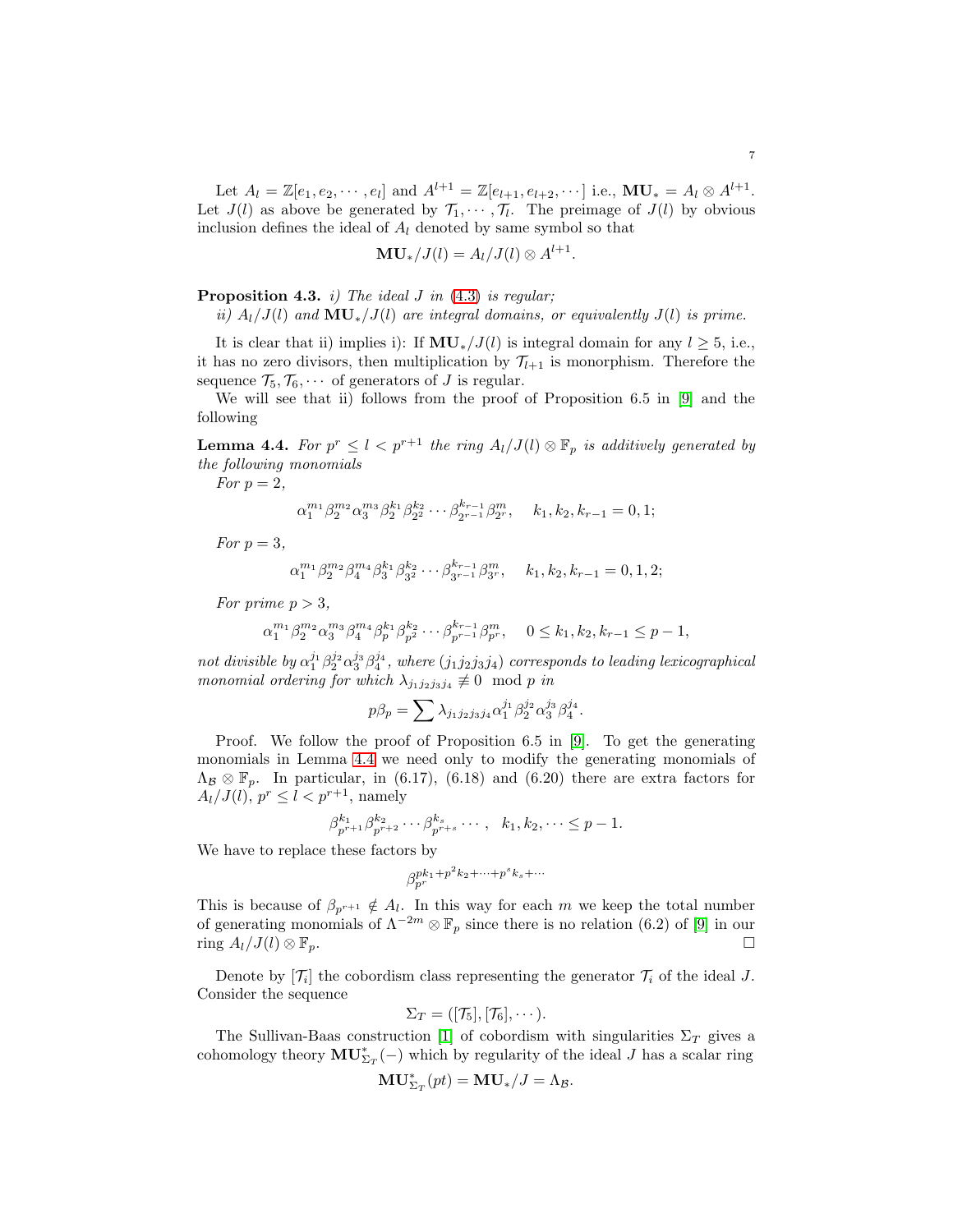Let $A_l = \mathbb{Z}[e_1, e_2, \cdots, e_l]$ and $A^{l+1} = \mathbb{Z}[e_{l+1}, e_{l+2}, \cdots]$ i.e., $\mathbf{MU}_* = A_l \otimes A^{l+1}$. Let $J(l)$ as above be generated by $\mathcal{T}_1, \cdots, \mathcal{T}_l$. The preimage of $J(l)$ by obvious inclusion defines the ideal of $A_l$ denoted by same symbol so that

$$\mathbf{MU}_*/J(l) = A_l/J(l) \otimes A^{l+1}.$$

**Proposition 4.3.** *i) The ideal $J$ in (4.3) is regular;*

*ii) $A_l/J(l)$ and $\mathbf{MU}_*/J(l)$ are integral domains, or equivalently $J(l)$ is prime.*

It is clear that ii) implies i): If $\mathbf{MU}_*/J(l)$ is integral domain for any $l \geq 5$, i.e., it has no zero divisors, then multiplication by $\mathcal{T}_{l+1}$ is monorphism. Therefore the sequence $\mathcal{T}_5, \mathcal{T}_6, \cdots$ of generators of $J$ is regular.

We will see that ii) follows from the proof of Proposition 6.5 in [9] and the following

**Lemma 4.4.** *For $p^r \leq l < p^{r+1}$ the ring $A_l/J(l) \otimes \mathbb{F}_p$ is additively generated by the following monomials*

*For $p = 2$,*

$$\alpha_1^{m_1}\beta_2^{m_2}\alpha_3^{m_3}\beta_2^{k_1}\beta_{2^2}^{k_2}\cdots\beta_{2^{r-1}}^{k_{r-1}}\beta_{2^r}^{m}, \quad k_1, k_2, k_{r-1} = 0, 1;$$

*For $p = 3$,*

$$\alpha_1^{m_1}\beta_2^{m_2}\beta_4^{m_4}\beta_3^{k_1}\beta_{3^2}^{k_2}\cdots\beta_{3^{r-1}}^{k_{r-1}}\beta_{3^r}^{m}, \quad k_1, k_2, k_{r-1} = 0, 1, 2;$$

*For prime $p > 3$,*

$$\alpha_1^{m_1}\beta_2^{m_2}\alpha_3^{m_3}\beta_4^{m_4}\beta_p^{k_1}\beta_{p^2}^{k_2}\cdots\beta_{p^{r-1}}^{k_{r-1}}\beta_{p^r}^{m}, \quad 0 \leq k_1, k_2, k_{r-1} \leq p-1,$$

*not divisible by $\alpha_1^{j_1}\beta_2^{j_2}\alpha_3^{j_3}\beta_4^{j_4}$, where $(j_1 j_2 j_3 j_4)$ corresponds to leading lexicographical monomial ordering for which $\lambda_{j_1 j_2 j_3 j_4} \not\equiv 0 \mod p$ in*

$$p\beta_p = \sum \lambda_{j_1 j_2 j_3 j_4}\alpha_1^{j_1}\beta_2^{j_2}\alpha_3^{j_3}\beta_4^{j_4}.$$

Proof. We follow the proof of Proposition 6.5 in [9]. To get the generating monomials in Lemma 4.4 we need only to modify the generating monomials of $\Lambda_{\mathcal{B}} \otimes \mathbb{F}_p$. In particular, in (6.17), (6.18) and (6.20) there are extra factors for $A_l/J(l)$, $p^r \leq l < p^{r+1}$, namely

$$\beta_{p^{r+1}}^{k_1}\beta_{p^{r+2}}^{k_2}\cdots\beta_{p^{r+s}}^{k_s}\cdots, \quad k_1, k_2, \cdots \leq p-1.$$

We have to replace these factors by

$$\beta_{p^r}^{pk_1 + p^2 k_2 + \cdots + p^s k_s + \cdots}$$

This is because of $\beta_{p^{r+1}} \notin A_l$. In this way for each $m$ we keep the total number of generating monomials of $\Lambda^{-2m} \otimes \mathbb{F}_p$ since there is no relation (6.2) of [9] in our ring $A_l/J(l) \otimes \mathbb{F}_p$. $\square$

Denote by $[\mathcal{T}_i]$ the cobordism class representing the generator $\mathcal{T}_i$ of the ideal $J$. Consider the sequence

$$\Sigma_T = ([\mathcal{T}_5], [\mathcal{T}_6], \cdots).$$

The Sullivan-Baas construction [1] of cobordism with singularities $\Sigma_T$ gives a cohomology theory $\mathbf{MU}^*_{\Sigma_T}(-)$ which by regularity of the ideal $J$ has a scalar ring

$$\mathbf{MU}^*_{\Sigma_T}(pt) = \mathbf{MU}_*/J = \Lambda_{\mathcal{B}}.$$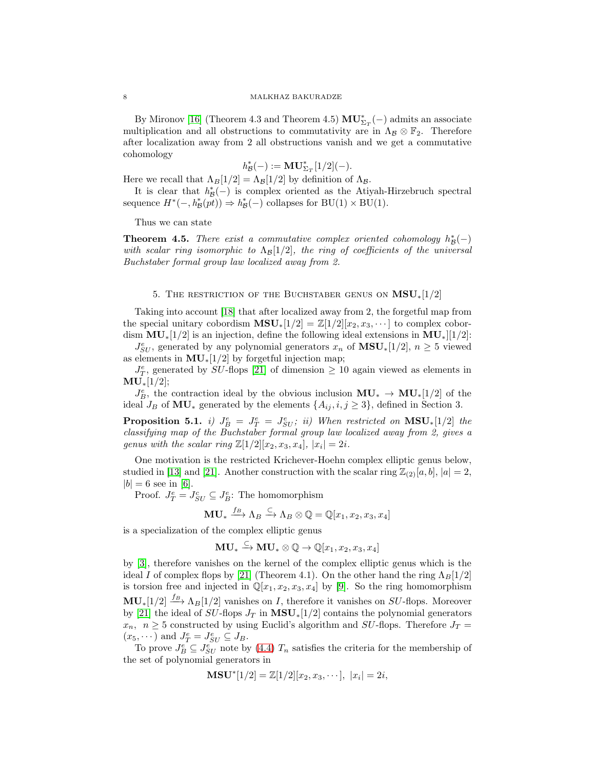By Mironov [16] (Theorem 4.3 and Theorem 4.5) $\mathbf{MU}^*_{\Sigma_T}(-)$ admits an associate multiplication and all obstructions to commutativity are in $\Lambda_{\mathcal{B}} \otimes \mathbb{F}_2$. Therefore after localization away from 2 all obstructions vanish and we get a commutative cohomology

$$h^*_{\mathcal{B}}(-) := \mathbf{MU}^*_{\Sigma_T}[1/2](-).$$

Here we recall that $\Lambda_B[1/2] = \Lambda_{\mathcal{B}}[1/2]$ by definition of $\Lambda_{\mathcal{B}}$.

It is clear that $h^*_{\mathcal{B}}(-)$ is complex oriented as the Atiyah-Hirzebruch spectral sequence $H^*(-, h^*_{\mathcal{B}}(pt)) \Rightarrow h^*_{\mathcal{B}}(-)$ collapses for $\mathrm{BU}(1) \times \mathrm{BU}(1)$.

Thus we can state

**Theorem 4.5.** *There exist a commutative complex oriented cohomology $h^*_{\mathcal{B}}(-)$ with scalar ring isomorphic to $\Lambda_{\mathcal{B}}[1/2]$, the ring of coefficients of the universal Buchstaber formal group law localized away from 2.*

## 5. The restriction of the Buchstaber genus on $\mathbf{MSU}_*[1/2]$

Taking into account [18] that after localized away from 2, the forgetful map from the special unitary cobordism $\mathbf{MSU}_*[1/2] = \mathbb{Z}[1/2][x_2, x_3, \cdots]$ to complex cobordism $\mathbf{MU}_*[1/2]$ is an injection, define the following ideal extensions in $\mathbf{MU}_*][1/2]$:

$J^e_{SU}$, generated by any polynomial generators $x_n$ of $\mathbf{MSU}_*[1/2]$, $n \geq 5$ viewed as elements in $\mathbf{MU}_*[1/2]$ by forgetful injection map;

$J^e_T$, generated by $SU$-flops [21] of dimension $\geq 10$ again viewed as elements in $\mathbf{MU}_*[1/2]$;

$J^e_B$, the contraction ideal by the obvious inclusion $\mathbf{MU}_* \to \mathbf{MU}_*[1/2]$ of the ideal $J_B$ of $\mathbf{MU}_*$ generated by the elements $\{A_{ij}, i, j \geq 3\}$, defined in Section 3.

**Proposition 5.1.** *i) $J^e_B = J^e_T = J^e_{SU}$; ii) When restricted on $\mathbf{MSU}_*[1/2]$ the classifying map of the Buchstaber formal group law localized away from 2, gives a genus with the scalar ring $\mathbb{Z}[1/2][x_2, x_3, x_4]$, $|x_i| = 2i$.*

One motivation is the restricted Krichever-Hoehn complex elliptic genus below, studied in [13] and [21]. Another construction with the scalar ring $\mathbb{Z}_{(2)}[a, b]$, $|a| = 2$, $|b| = 6$ see in [6].

Proof. $J^e_T = J^c_{SU} \subseteq J^e_B$: The homomorphism

$$\mathbf{MU}_* \xrightarrow{f_B} \Lambda_B \xrightarrow{\subseteq} \Lambda_B \otimes \mathbb{Q} = \mathbb{Q}[x_1, x_2, x_3, x_4]$$

is a specialization of the complex elliptic genus

$$\mathbf{MU}_* \xrightarrow{\subseteq} \mathbf{MU}_* \otimes \mathbb{Q} \to \mathbb{Q}[x_1, x_2, x_3, x_4]$$

by [3], therefore vanishes on the kernel of the complex elliptic genus which is the ideal $I$ of complex flops by [21] (Theorem 4.1). On the other hand the ring $\Lambda_B[1/2]$ is torsion free and injected in $\mathbb{Q}[x_1, x_2, x_3, x_4]$ by [9]. So the ring homomorphism $\mathbf{MU}_*[1/2] \xrightarrow{f_B} \Lambda_B[1/2]$ vanishes on $I$, therefore it vanishes on $SU$-flops. Moreover by [21] the ideal of $SU$-flops $J_T$ in $\mathbf{MSU}_*[1/2]$ contains the polynomial generators $x_n$, $n \geq 5$ constructed by using Euclid's algorithm and $SU$-flops. Therefore $J_T = (x_5, \cdots)$ and $J^e_T = J^e_{SU} \subseteq J_B$.

To prove $J^e_B \subseteq J^e_{SU}$ note by (4.4) $T_n$ satisfies the criteria for the membership of the set of polynomial generators in

$$\mathbf{MSU}^*[1/2] = \mathbb{Z}[1/2][x_2, x_3, \cdots],\ |x_i| = 2i,$$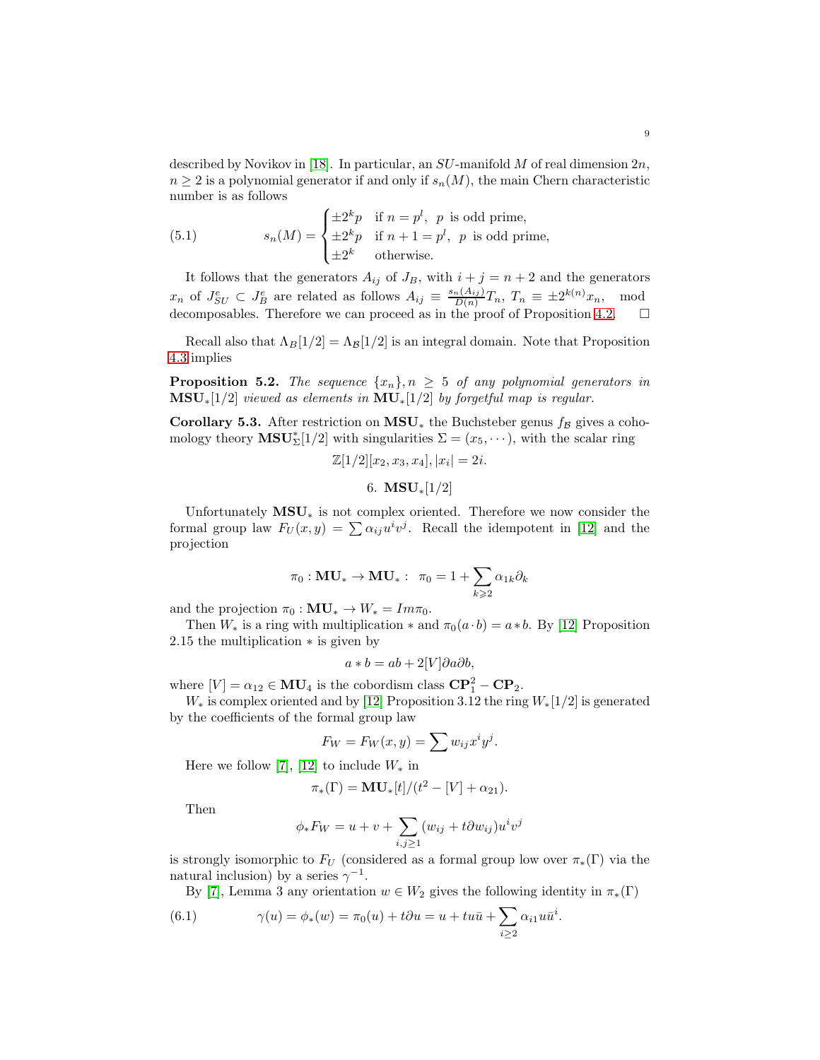described by Novikov in [18]. In particular, an $SU$-manifold $M$ of real dimension $2n$, $n \geq 2$ is a polynomial generator if and only if $s_n(M)$, the main Chern characteristic number is as follows

$$
s_n(M) = \begin{cases} \pm 2^k p & \text{if } n = p^l, \ p \text{ is odd prime,} \\ \pm 2^k p & \text{if } n+1 = p^l, \ p \text{ is odd prime,} \\ \pm 2^k & \text{otherwise.} \end{cases} \tag{5.1}
$$

It follows that the generators $A_{ij}$ of $J_B$, with $i+j = n+2$ and the generators $x_n$ of $J^e_{SU} \subset J^e_B$ are related as follows $A_{ij} \equiv \frac{s_n(A_{ij})}{D(n)} T_n$, $T_n \equiv \pm 2^{k(n)} x_n$, mod decomposables. Therefore we can proceed as in the proof of Proposition 4.2. $\square$

Recall also that $\Lambda_B[1/2] = \Lambda_{\mathcal{B}}[1/2]$ is an integral domain. Note that Proposition 4.3 implies

**Proposition 5.2.** *The sequence $\{x_n\}, n \geq 5$ of any polynomial generators in $\mathbf{MSU}_*[1/2]$ viewed as elements in $\mathbf{MU}_*[1/2]$ by forgetful map is regular.*

**Corollary 5.3.** After restriction on $\mathbf{MSU}_*$ the Buchsteber genus $f_{\mathcal{B}}$ gives a cohomology theory $\mathbf{MSU}^*_{\Sigma}[1/2]$ with singularities $\Sigma = (x_5, \cdots)$, with the scalar ring

$$\mathbb{Z}[1/2][x_2, x_3, x_4], |x_i| = 2i.$$

## 6. $\mathbf{MSU}_*[1/2]$

Unfortunately $\mathbf{MSU}_*$ is not complex oriented. Therefore we now consider the formal group law $F_U(x,y) = \sum \alpha_{ij} u^i v^j$. Recall the idempotent in [12] and the projection

$$\pi_0 : \mathbf{MU}_* \to \mathbf{MU}_* : \ \ \pi_0 = 1 + \sum_{k \geqslant 2} \alpha_{1k} \partial_k$$

and the projection $\pi_0 : \mathbf{MU}_* \to W_* = Im \pi_0$.

Then $W_*$ is a ring with multiplication $*$ and $\pi_0(a \cdot b) = a * b$. By [12] Proposition 2.15 the multiplication $*$ is given by

$$a * b = ab + 2[V] \partial a \partial b,$$

where $[V] = \alpha_{12} \in \mathbf{MU}_4$ is the cobordism class $\mathbf{CP}^2_1 - \mathbf{CP}_2$.

$W_*$ is complex oriented and by [12] Proposition 3.12 the ring $W_*[1/2]$ is generated by the coefficients of the formal group law

$$F_W = F_W(x,y) = \sum w_{ij} x^i y^j.$$

Here we follow [7], [12] to include $W_*$ in

$$\pi_*(\Gamma) = \mathbf{MU}_*[t]/(t^2 - [V] + \alpha_{21}).$$

Then

$$\phi_* F_W = u + v + \sum_{i,j \geq 1} (w_{ij} + t \partial w_{ij}) u^i v^j$$

is strongly isomorphic to $F_U$ (considered as a formal group low over $\pi_*(\Gamma)$ via the natural inclusion) by a series $\gamma^{-1}$.

By [7], Lemma 3 any orientation $w \in W_2$ gives the following identity in $\pi_*(\Gamma)$

$$\gamma(u) = \phi_*(w) = \pi_0(u) + t \partial u = u + t u \bar{u} + \sum_{i \geq 2} \alpha_{i1} u \bar{u}^i. \tag{6.1}$$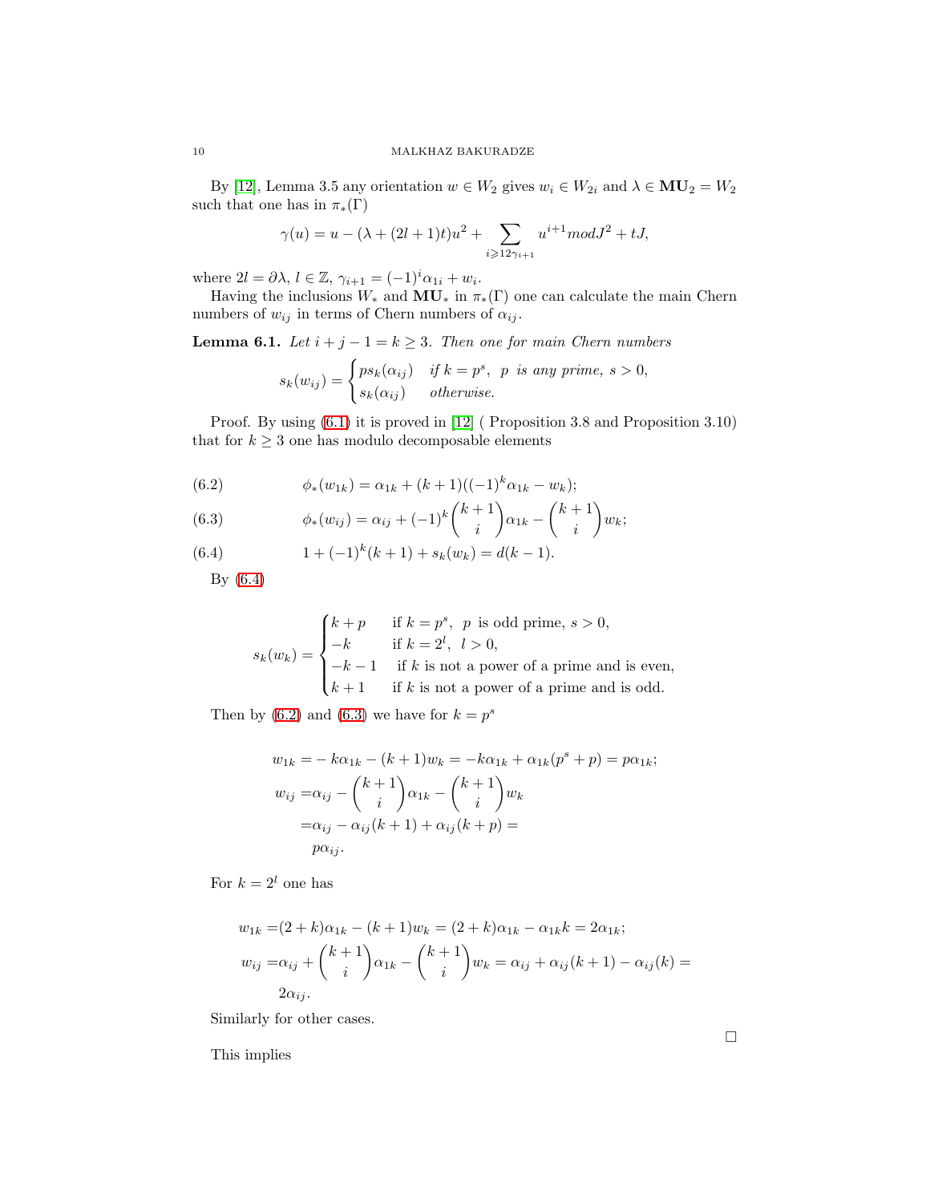By [12], Lemma 3.5 any orientation $w \in W_2$ gives $w_i \in W_{2i}$ and $\lambda \in \mathbf{MU}_2 = W_2$ such that one has in $\pi_*(\Gamma)$

$$\gamma(u) = u - (\lambda + (2l+1)t)u^2 + \sum_{i \geqslant 1 2\gamma_{i+1}} u^{i+1} mod J^2 + tJ,$$

where $2l = \partial\lambda$, $l \in \mathbb{Z}$, $\gamma_{i+1} = (-1)^i \alpha_{1i} + w_i$.

Having the inclusions $W_*$ and $\mathbf{MU}_*$ in $\pi_*(\Gamma)$ one can calculate the main Chern numbers of $w_{ij}$ in terms of Chern numbers of $\alpha_{ij}$.

**Lemma 6.1.** *Let $i + j - 1 = k \geq 3$. Then one for main Chern numbers*

$$s_k(w_{ij}) = \begin{cases} ps_k(\alpha_{ij}) & \textit{if } k = p^s, \ p \textit{ is any prime, } s > 0, \\ s_k(\alpha_{ij}) & \textit{otherwise.} \end{cases}$$

Proof. By using (6.1) it is proved in [12] ( Proposition 3.8 and Proposition 3.10) that for $k \geq 3$ one has modulo decomposable elements

$$\phi_*(w_{1k}) = \alpha_{1k} + (k+1)((-1)^k \alpha_{1k} - w_k); \tag{6.2}$$

$$\phi_*(w_{ij}) = \alpha_{ij} + (-1)^k \binom{k+1}{i} \alpha_{1k} - \binom{k+1}{i} w_k; \tag{6.3}$$

$$1 + (-1)^k(k+1) + s_k(w_k) = d(k-1). \tag{6.4}$$

By (6.4)

$$s_k(w_k) = \begin{cases} k + p & \text{if } k = p^s, \ p \text{ is odd prime, } s > 0, \\ -k & \text{if } k = 2^l, \ l > 0, \\ -k-1 & \text{if } k \text{ is not a power of a prime and is even,} \\ k+1 & \text{if } k \text{ is not a power of a prime and is odd.} \end{cases}$$

Then by (6.2) and (6.3) we have for $k = p^s$

$$\begin{aligned} w_{1k} =& -k\alpha_{1k} - (k+1)w_k = -k\alpha_{1k} + \alpha_{1k}(p^s + p) = p\alpha_{1k}; \\ w_{ij} =& \alpha_{ij} - \binom{k+1}{i}\alpha_{1k} - \binom{k+1}{i} w_k \\ =& \alpha_{ij} - \alpha_{ij}(k+1) + \alpha_{ij}(k+p) = \\ & p\alpha_{ij}. \end{aligned}$$

For $k = 2^l$ one has

$$\begin{aligned} w_{1k} =& (2+k)\alpha_{1k} - (k+1)w_k = (2+k)\alpha_{1k} - \alpha_{1k}k = 2\alpha_{1k}; \\ w_{ij} =& \alpha_{ij} + \binom{k+1}{i}\alpha_{1k} - \binom{k+1}{i} w_k = \alpha_{ij} + \alpha_{ij}(k+1) - \alpha_{ij}(k) = \\ & 2\alpha_{ij}. \end{aligned}$$

Similarly for other cases.

□

This implies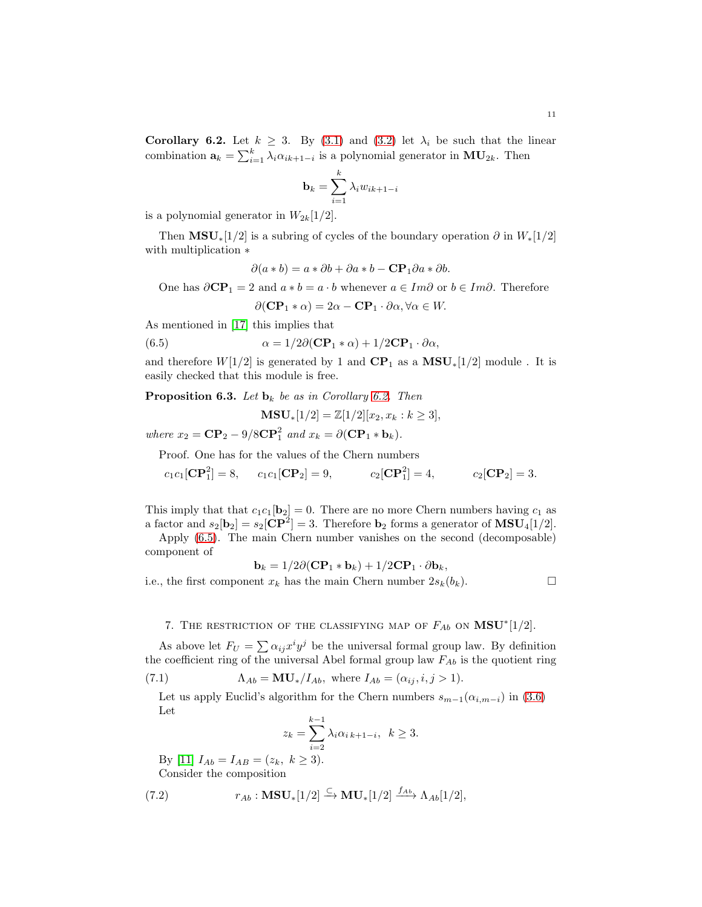**Corollary 6.2.** Let $k \geq 3$. By (3.1) and (3.2) let $\lambda_i$ be such that the linear combination $\mathbf{a}_k = \sum_{i=1}^{k} \lambda_i \alpha_{ik+1-i}$ is a polynomial generator in $\mathbf{MU}_{2k}$. Then

$$\mathbf{b}_k = \sum_{i=1}^{k} \lambda_i w_{ik+1-i}$$

is a polynomial generator in $W_{2k}[1/2]$.

Then $\mathbf{MSU}_*[1/2]$ is a subring of cycles of the boundary operation $\partial$ in $W_*[1/2]$ with multiplication $*$

$$\partial(a * b) = a * \partial b + \partial a * b - \mathbf{CP}_1 \partial a * \partial b.$$

One has $\partial \mathbf{CP}_1 = 2$ and $a * b = a \cdot b$ whenever $a \in Im\partial$ or $b \in Im\partial$. Therefore

$$\partial(\mathbf{CP}_1 * \alpha) = 2\alpha - \mathbf{CP}_1 \cdot \partial\alpha, \forall \alpha \in W.$$

As mentioned in [17] this implies that

$$\alpha = 1/2\partial(\mathbf{CP}_1 * \alpha) + 1/2\mathbf{CP}_1 \cdot \partial\alpha, \tag{6.5}$$

and therefore $W[1/2]$ is generated by 1 and $\mathbf{CP}_1$ as a $\mathbf{MSU}_*[1/2]$ module . It is easily checked that this module is free.

**Proposition 6.3.** *Let $\mathbf{b}_k$ be as in Corollary 6.2. Then*

$$\mathbf{MSU}_*[1/2] = \mathbb{Z}[1/2][x_2, x_k : k \geq 3],$$

*where $x_2 = \mathbf{CP}_2 - 9/8\mathbf{CP}_1^2$ and $x_k = \partial(\mathbf{CP}_1 * \mathbf{b}_k)$.*

Proof. One has for the values of the Chern numbers

$$c_1c_1[\mathbf{CP}_1^2] = 8, \quad c_1c_1[\mathbf{CP}_2] = 9, \quad c_2[\mathbf{CP}_1^2] = 4, \quad c_2[\mathbf{CP}_2] = 3.$$

This imply that that $c_1c_1[\mathbf{b}_2] = 0$. There are no more Chern numbers having $c_1$ as a factor and $s_2[\mathbf{b}_2] = s_2[\mathbf{CP}^2] = 3$. Therefore $\mathbf{b}_2$ forms a generator of $\mathbf{MSU}_4[1/2]$.

Apply (6.5). The main Chern number vanishes on the second (decomposable) component of

$$\mathbf{b}_k = 1/2\partial(\mathbf{CP}_1 * \mathbf{b}_k) + 1/2\mathbf{CP}_1 \cdot \partial\mathbf{b}_k,$$

i.e., the first component $x_k$ has the main Chern number $2s_k(b_k)$. □

## 7. The restriction of the classifying map of $F_{Ab}$ on $\mathbf{MSU}^*[1/2]$.

As above let $F_U = \sum \alpha_{ij} x^i y^j$ be the universal formal group law. By definition the coefficient ring of the universal Abel formal group law $F_{Ab}$ is the quotient ring

$$\Lambda_{Ab} = \mathbf{MU}_*/I_{Ab}, \text{ where } I_{Ab} = (\alpha_{ij}, i, j > 1). \tag{7.1}$$

Let us apply Euclid's algorithm for the Chern numbers $s_{m-1}(\alpha_{i,m-i})$ in (3.6) Let

$$z_k = \sum_{i=2}^{k-1} \lambda_i \alpha_{i\,k+1-i}, \;\; k \geq 3.$$

By [11] $I_{Ab} = I_{AB} = (z_k, \; k \geq 3)$.

Consider the composition

$$r_{Ab} : \mathbf{MSU}_*[1/2] \xrightarrow{\subset} \mathbf{MU}_*[1/2] \xrightarrow{f_{Ab}} \Lambda_{Ab}[1/2], \tag{7.2}$$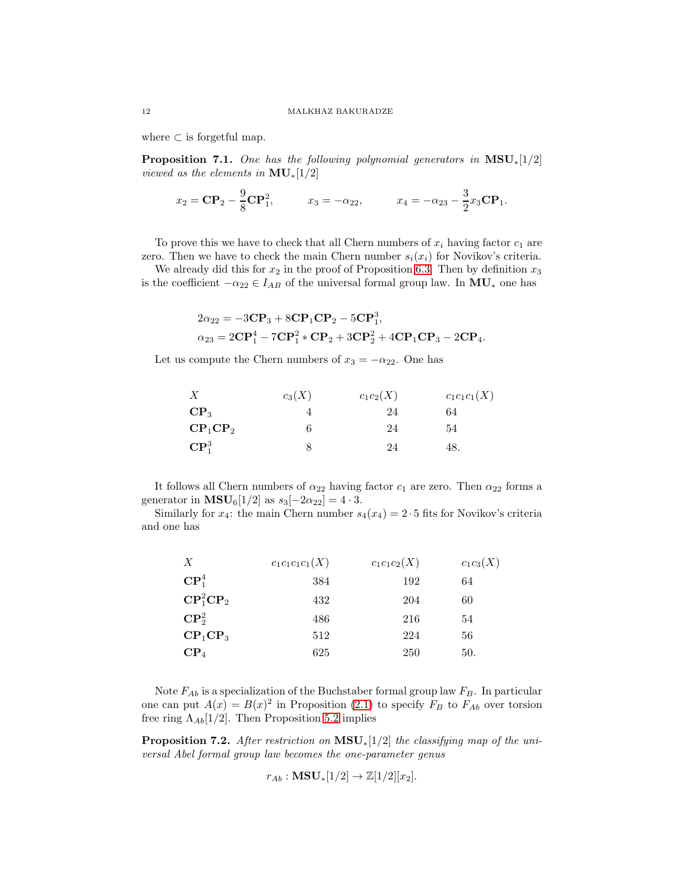where $\subset$ is forgetful map.

**Proposition 7.1.** *One has the following polynomial generators in $\mathbf{MSU}_*[1/2]$ viewed as the elements in $\mathbf{MU}_*[1/2]$*

$$x_2 = \mathbf{CP}_2 - \frac{9}{8}\mathbf{CP}_1^2, \qquad x_3 = -\alpha_{22}, \qquad x_4 = -\alpha_{23} - \frac{3}{2}x_3\mathbf{CP}_1.$$

To prove this we have to check that all Chern numbers of $x_i$ having factor $c_1$ are zero. Then we have to check the main Chern number $s_i(x_i)$ for Novikov's criteria.

We already did this for $x_2$ in the proof of Proposition 6.3. Then by definition $x_3$ is the coefficient $-\alpha_{22} \in I_{AB}$ of the universal formal group law. In $\mathbf{MU}_*$ one has

$$2\alpha_{22} = -3\mathbf{CP}_3 + 8\mathbf{CP}_1\mathbf{CP}_2 - 5\mathbf{CP}_1^3,$$
$$\alpha_{23} = 2\mathbf{CP}_1^4 - 7\mathbf{CP}_1^2 * \mathbf{CP}_2 + 3\mathbf{CP}_2^2 + 4\mathbf{CP}_1\mathbf{CP}_3 - 2\mathbf{CP}_4.$$

Let us compute the Chern numbers of $x_3 = -\alpha_{22}$. One has

| $X$ | $c_3(X)$ | $c_1c_2(X)$ | $c_1c_1c_1(X)$ |
|---|---|---|---|
| $\mathbf{CP}_3$ | 4 | 24 | 64 |
| $\mathbf{CP}_1\mathbf{CP}_2$ | 6 | 24 | 54 |
| $\mathbf{CP}_1^3$ | 8 | 24 | 48. |

It follows all Chern numbers of $\alpha_{22}$ having factor $c_1$ are zero. Then $\alpha_{22}$ forms a generator in $\mathbf{MSU}_6[1/2]$ as $s_3[-2\alpha_{22}] = 4 \cdot 3$.

Similarly for $x_4$: the main Chern number $s_4(x_4) = 2 \cdot 5$ fits for Novikov's criteria and one has

| $X$ | $c_1c_1c_1c_1(X)$ | $c_1c_1c_2(X)$ | $c_1c_3(X)$ |
|---|---|---|---|
| $\mathbf{CP}_1^4$ | 384 | 192 | 64 |
| $\mathbf{CP}_1^2\mathbf{CP}_2$ | 432 | 204 | 60 |
| $\mathbf{CP}_2^2$ | 486 | 216 | 54 |
| $\mathbf{CP}_1\mathbf{CP}_3$ | 512 | 224 | 56 |
| $\mathbf{CP}_4$ | 625 | 250 | 50. |

Note $F_{Ab}$ is a specialization of the Buchstaber formal group law $F_B$. In particular one can put $A(x) = B(x)^2$ in Proposition (2.1) to specify $F_B$ to $F_{Ab}$ over torsion free ring $\Lambda_{Ab}[1/2]$. Then Proposition 5.2 implies

**Proposition 7.2.** *After restriction on $\mathbf{MSU}_*[1/2]$ the classifying map of the universal Abel formal group law becomes the one-parameter genus*

$$r_{Ab} : \mathbf{MSU}_*[1/2] \to \mathbb{Z}[1/2][x_2].$$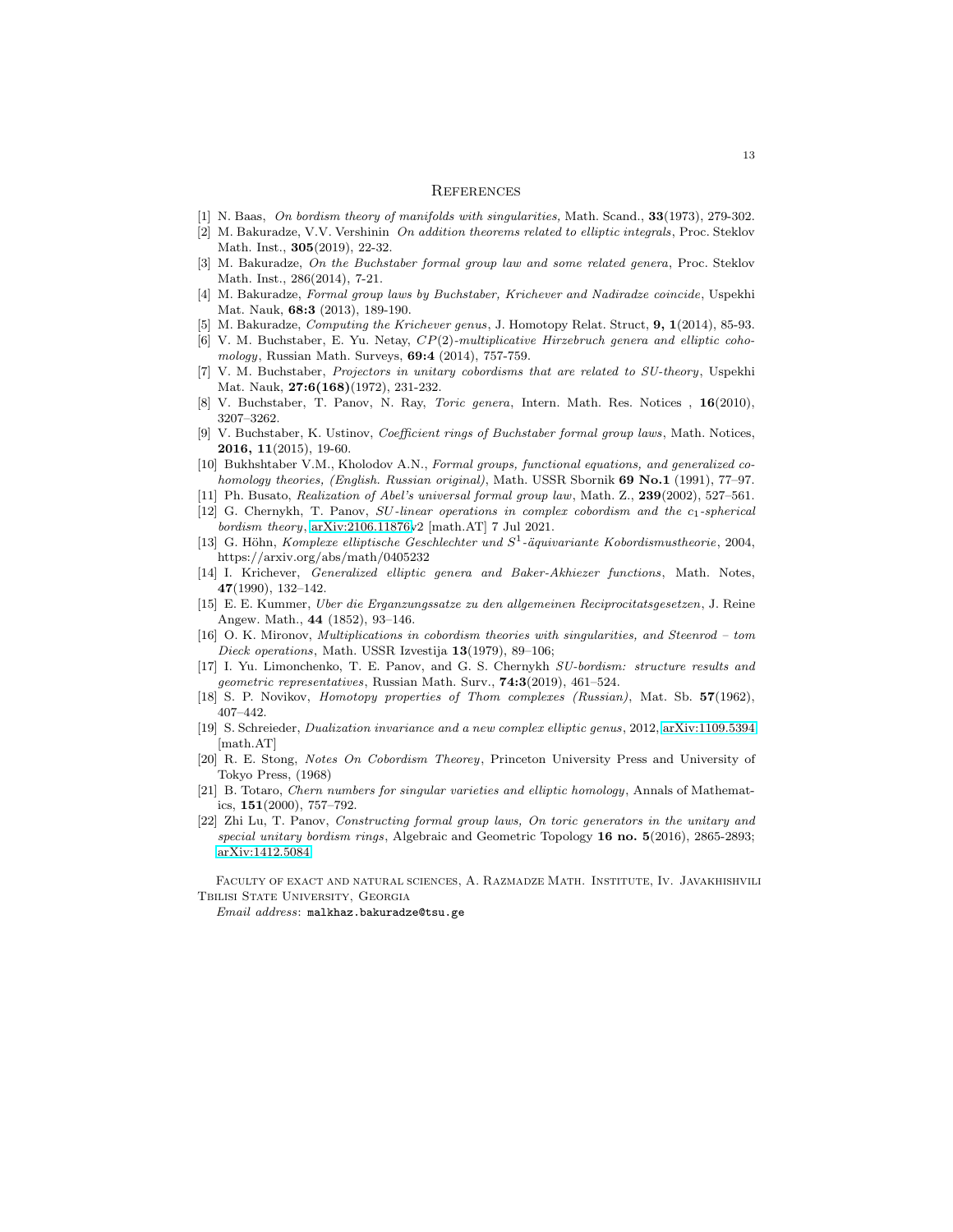## References

[1] N. Baas, *On bordism theory of manifolds with singularities,* Math. Scand., **33**(1973), 279-302.
[2] M. Bakuradze, V.V. Vershinin *On addition theorems related to elliptic integrals*, Proc. Steklov Math. Inst., **305**(2019), 22-32.
[3] M. Bakuradze, *On the Buchstaber formal group law and some related genera*, Proc. Steklov Math. Inst., 286(2014), 7-21.
[4] M. Bakuradze, *Formal group laws by Buchstaber, Krichever and Nadiradze coincide*, Uspekhi Mat. Nauk, **68:3** (2013), 189-190.
[5] M. Bakuradze, *Computing the Krichever genus*, J. Homotopy Relat. Struct, **9, 1**(2014), 85-93.
[6] V. M. Buchstaber, E. Yu. Netay, *$CP(2)$-multiplicative Hirzebruch genera and elliptic cohomology*, Russian Math. Surveys, **69:4** (2014), 757-759.
[7] V. M. Buchstaber, *Projectors in unitary cobordisms that are related to SU-theory*, Uspekhi Mat. Nauk, **27:6(168)**(1972), 231-232.
[8] V. Buchstaber, T. Panov, N. Ray, *Toric genera*, Intern. Math. Res. Notices , **16**(2010), 3207–3262.
[9] V. Buchstaber, K. Ustinov, *Coefficient rings of Buchstaber formal group laws*, Math. Notices, **2016, 11**(2015), 19-60.
[10] Bukhshtaber V.M., Kholodov A.N., *Formal groups, functional equations, and generalized cohomology theories, (English. Russian original)*, Math. USSR Sbornik **69 No.1** (1991), 77–97.
[11] Ph. Busato, *Realization of Abel's universal formal group law*, Math. Z., **239**(2002), 527–561.
[12] G. Chernykh, T. Panov, *SU-linear operations in complex cobordism and the $c_1$-spherical bordism theory*, arXiv:2106.11876v2 [math.AT] 7 Jul 2021.
[13] G. Höhn, *Komplexe elliptische Geschlechter und $S^1$-äquivariante Kobordismustheorie*, 2004, https://arxiv.org/abs/math/0405232
[14] I. Krichever, *Generalized elliptic genera and Baker-Akhiezer functions*, Math. Notes, **47**(1990), 132–142.
[15] E. E. Kummer, *Uber die Erganzungssatze zu den allgemeinen Reciprocitatsgesetzen*, J. Reine Angew. Math., **44** (1852), 93–146.
[16] O. K. Mironov, *Multiplications in cobordism theories with singularities, and Steenrod – tom Dieck operations*, Math. USSR Izvestija **13**(1979), 89–106;
[17] I. Yu. Limonchenko, T. E. Panov, and G. S. Chernykh *SU-bordism: structure results and geometric representatives*, Russian Math. Surv., **74:3**(2019), 461–524.
[18] S. P. Novikov, *Homotopy properties of Thom complexes (Russian)*, Mat. Sb. **57**(1962), 407–442.
[19] S. Schreieder, *Dualization invariance and a new complex elliptic genus*, 2012, arXiv:1109.5394 [math.AT]
[20] R. E. Stong, *Notes On Cobordism Theory*, Princeton University Press and University of Tokyo Press, (1968)
[21] B. Totaro, *Chern numbers for singular varieties and elliptic homology*, Annals of Mathematics, **151**(2000), 757–792.
[22] Zhi Lu, T. Panov, *Constructing formal group laws, On toric generators in the unitary and special unitary bordism rings*, Algebraic and Geometric Topology **16 no. 5**(2016), 2865-2893; arXiv:1412.5084

Faculty of exact and natural sciences, A. Razmadze Math. Institute, Iv. Javakhishvili Tbilisi State University, Georgia

*Email address*: malkhaz.bakuradze@tsu.ge